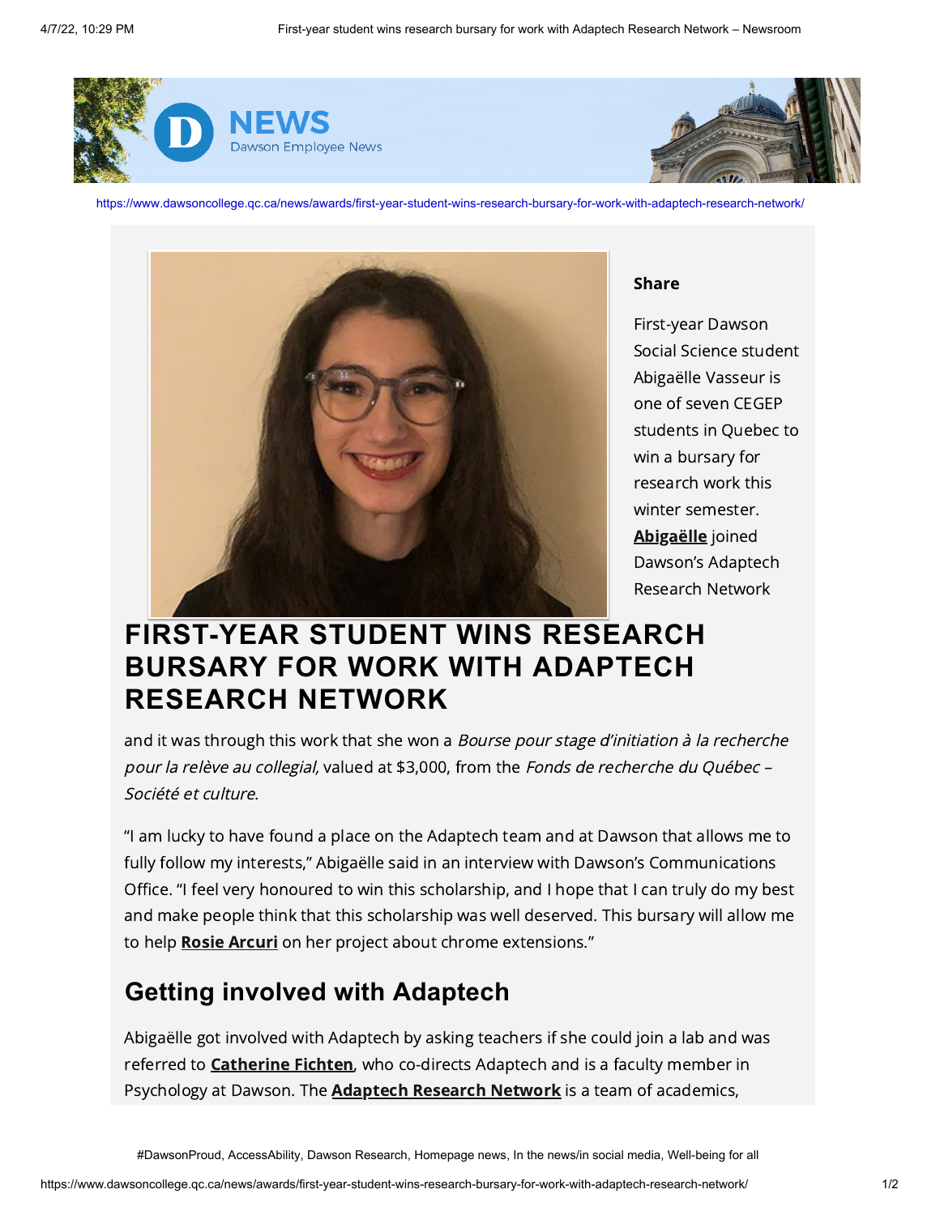# FIRST-YEAR STUDENT WINS RESEARCH BURSARY FOR WORK WITH ADAPTECH RESEARCH NETWORK

**Share**

First-year Dawson Social Science student Abigaëlle Vasseur is one of seven CEGEP students in Quebec to win a bursary for research work this winter semester. **Abigaëlle** joined Dawson's Adaptech Research Network and it was through this work that she won a *Bourse pour stage d'initiation à la recherche pour la relève au collegial,* valued at $3,000, from the *Fonds de recherche du Québec – Société et culture*.

"I am lucky to have found a place on the Adaptech team and at Dawson that allows me to fully follow my interests," Abigaëlle said in an interview with Dawson's Communications Office. "I feel very honoured to win this scholarship, and I hope that I can truly do my best and make people think that this scholarship was well deserved. This bursary will allow me to help **Rosie Arcuri** on her project about chrome extensions."

## Getting involved with Adaptech

Abigaëlle got involved with Adaptech by asking teachers if she could join a lab and was referred to **Catherine Fichten**, who co-directs Adaptech and is a faculty member in Psychology at Dawson. The **Adaptech Research Network** is a team of academics,

#DawsonProud, AccessAbility, Dawson Research, Homepage news, In the news/in social media, Well-being for all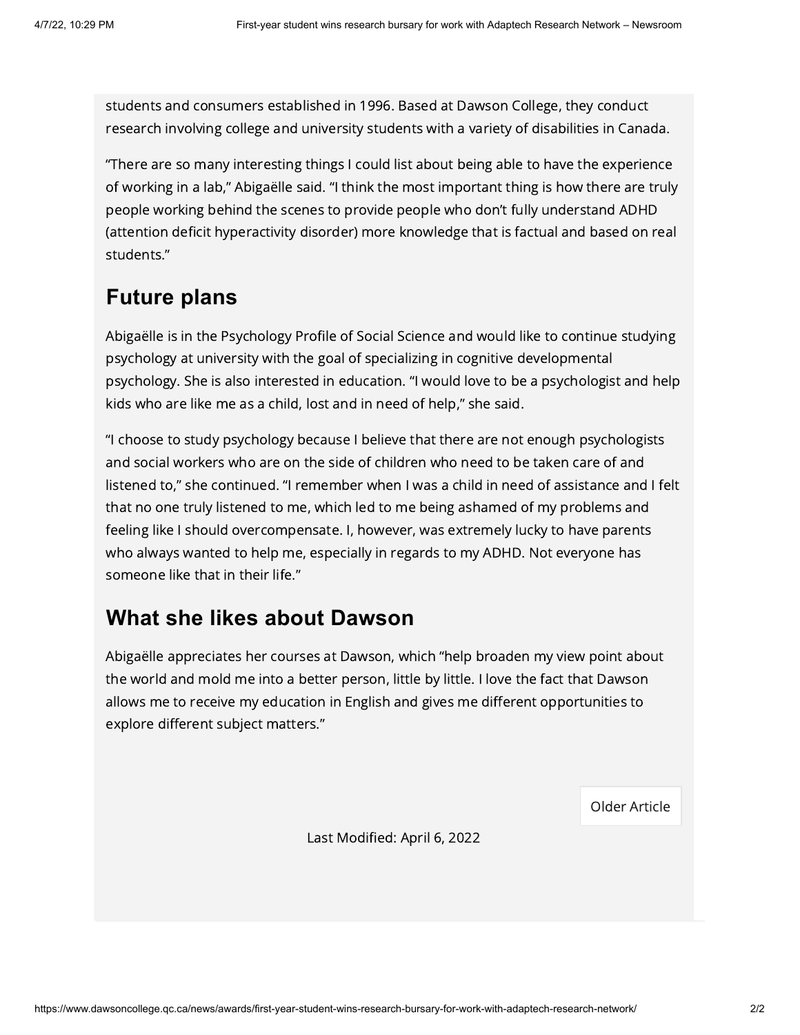students and consumers established in 1996. Based at Dawson College, they conduct research involving college and university students with a variety of disabilities in Canada.

"There are so many interesting things I could list about being able to have the experience of working in a lab," Abigaëlle said. "I think the most important thing is how there are truly people working behind the scenes to provide people who don't fully understand ADHD (attention deficit hyperactivity disorder) more knowledge that is factual and based on real students."

## Future plans

Abigaëlle is in the Psychology Profile of Social Science and would like to continue studying psychology at university with the goal of specializing in cognitive developmental psychology. She is also interested in education. "I would love to be a psychologist and help kids who are like me as a child, lost and in need of help," she said.

"I choose to study psychology because I believe that there are not enough psychologists and social workers who are on the side of children who need to be taken care of and listened to," she continued. "I remember when I was a child in need of assistance and I felt that no one truly listened to me, which led to me being ashamed of my problems and feeling like I should overcompensate. I, however, was extremely lucky to have parents who always wanted to help me, especially in regards to my ADHD. Not everyone has someone like that in their life."

## What she likes about Dawson

Abigaëlle appreciates her courses at Dawson, which "help broaden my view point about the world and mold me into a better person, little by little. I love the fact that Dawson allows me to receive my education in English and gives me different opportunities to explore different subject matters."

Older Article

Last Modified: April 6, 2022